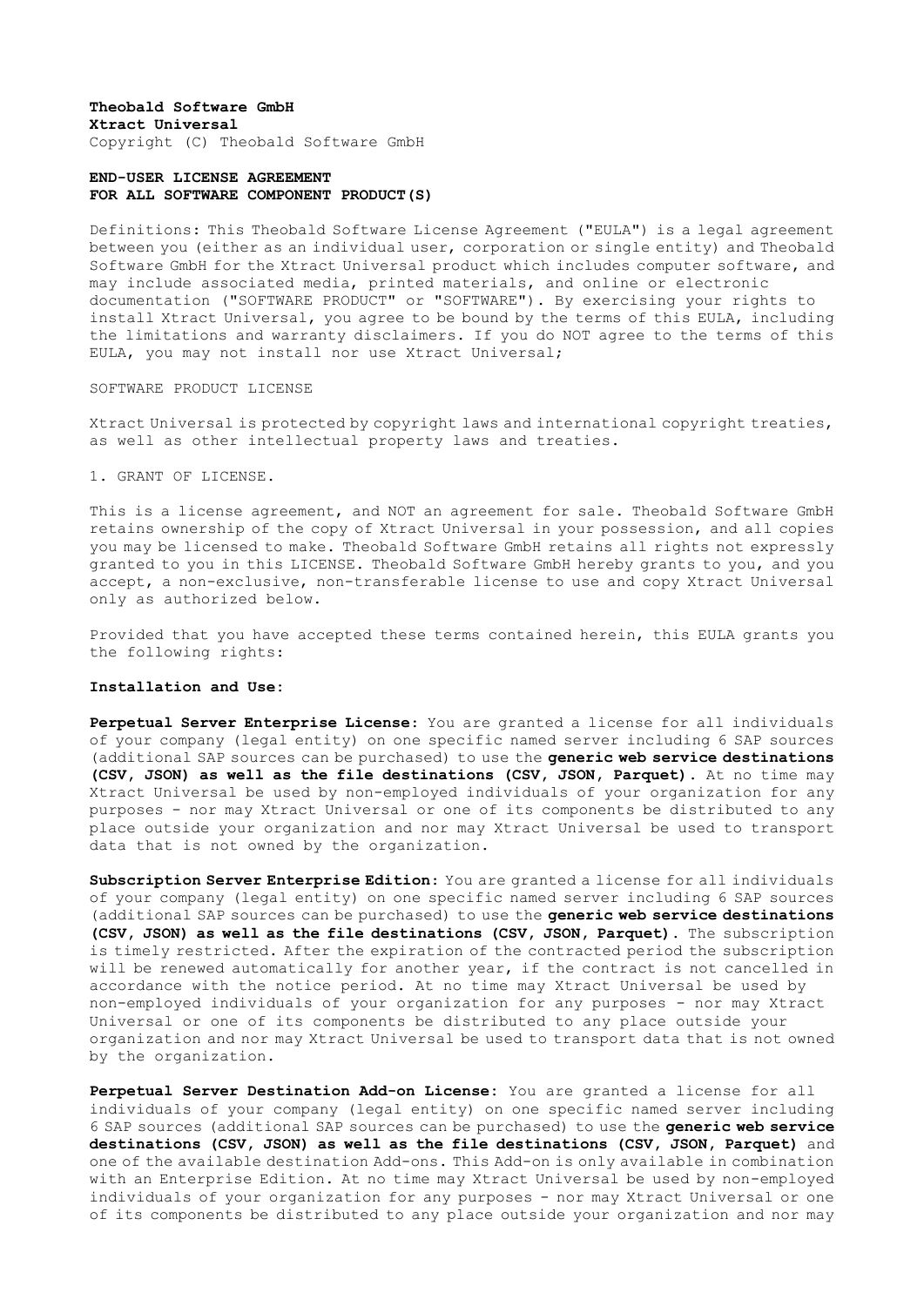**Theobald Software GmbH**
**Xtract Universal**
Copyright (C) Theobald Software GmbH

**END-USER LICENSE AGREEMENT**
**FOR ALL SOFTWARE COMPONENT PRODUCT(S)**

Definitions: This Theobald Software License Agreement ("EULA") is a legal agreement between you (either as an individual user, corporation or single entity) and Theobald Software GmbH for the Xtract Universal product which includes computer software, and may include associated media, printed materials, and online or electronic documentation ("SOFTWARE PRODUCT" or "SOFTWARE"). By exercising your rights to install Xtract Universal, you agree to be bound by the terms of this EULA, including the limitations and warranty disclaimers. If you do NOT agree to the terms of this EULA, you may not install nor use Xtract Universal;

SOFTWARE PRODUCT LICENSE

Xtract Universal is protected by copyright laws and international copyright treaties, as well as other intellectual property laws and treaties.

1. GRANT OF LICENSE.

This is a license agreement, and NOT an agreement for sale. Theobald Software GmbH retains ownership of the copy of Xtract Universal in your possession, and all copies you may be licensed to make. Theobald Software GmbH retains all rights not expressly granted to you in this LICENSE. Theobald Software GmbH hereby grants to you, and you accept, a non-exclusive, non-transferable license to use and copy Xtract Universal only as authorized below.

Provided that you have accepted these terms contained herein, this EULA grants you the following rights:

**Installation and Use:**

**Perpetual Server Enterprise License:** You are granted a license for all individuals of your company (legal entity) on one specific named server including 6 SAP sources (additional SAP sources can be purchased) to use the **generic web service destinations (CSV, JSON) as well as the file destinations (CSV, JSON, Parquet).** At no time may Xtract Universal be used by non-employed individuals of your organization for any purposes - nor may Xtract Universal or one of its components be distributed to any place outside your organization and nor may Xtract Universal be used to transport data that is not owned by the organization.

**Subscription Server Enterprise Edition:** You are granted a license for all individuals of your company (legal entity) on one specific named server including 6 SAP sources (additional SAP sources can be purchased) to use the **generic web service destinations (CSV, JSON) as well as the file destinations (CSV, JSON, Parquet).** The subscription is timely restricted. After the expiration of the contracted period the subscription will be renewed automatically for another year, if the contract is not cancelled in accordance with the notice period. At no time may Xtract Universal be used by non-employed individuals of your organization for any purposes - nor may Xtract Universal or one of its components be distributed to any place outside your organization and nor may Xtract Universal be used to transport data that is not owned by the organization.

**Perpetual Server Destination Add-on License:** You are granted a license for all individuals of your company (legal entity) on one specific named server including 6 SAP sources (additional SAP sources can be purchased) to use the **generic web service destinations (CSV, JSON) as well as the file destinations (CSV, JSON, Parquet)** and one of the available destination Add-ons. This Add-on is only available in combination with an Enterprise Edition. At no time may Xtract Universal be used by non-employed individuals of your organization for any purposes - nor may Xtract Universal or one of its components be distributed to any place outside your organization and nor may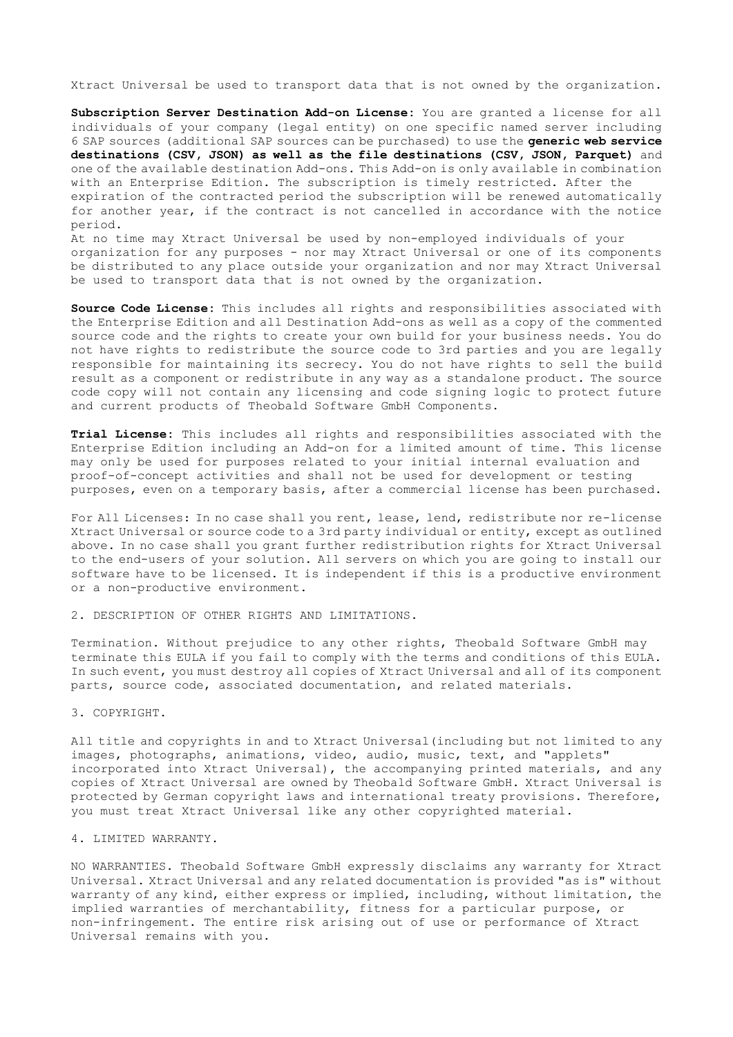Xtract Universal be used to transport data that is not owned by the organization.

**Subscription Server Destination Add-on License**: You are granted a license for all individuals of your company (legal entity) on one specific named server including 6 SAP sources (additional SAP sources can be purchased) to use the **generic web service destinations (CSV, JSON) as well as the file destinations (CSV, JSON, Parquet)** and one of the available destination Add-ons. This Add-on is only available in combination with an Enterprise Edition. The subscription is timely restricted. After the expiration of the contracted period the subscription will be renewed automatically for another year, if the contract is not cancelled in accordance with the notice period.
At no time may Xtract Universal be used by non-employed individuals of your organization for any purposes - nor may Xtract Universal or one of its components be distributed to any place outside your organization and nor may Xtract Universal be used to transport data that is not owned by the organization.

**Source Code License**: This includes all rights and responsibilities associated with the Enterprise Edition and all Destination Add-ons as well as a copy of the commented source code and the rights to create your own build for your business needs. You do not have rights to redistribute the source code to 3rd parties and you are legally responsible for maintaining its secrecy. You do not have rights to sell the build result as a component or redistribute in any way as a standalone product. The source code copy will not contain any licensing and code signing logic to protect future and current products of Theobald Software GmbH Components.

**Trial License**: This includes all rights and responsibilities associated with the Enterprise Edition including an Add-on for a limited amount of time. This license may only be used for purposes related to your initial internal evaluation and proof-of-concept activities and shall not be used for development or testing purposes, even on a temporary basis, after a commercial license has been purchased.

For All Licenses: In no case shall you rent, lease, lend, redistribute nor re-license Xtract Universal or source code to a 3rd party individual or entity, except as outlined above. In no case shall you grant further redistribution rights for Xtract Universal to the end-users of your solution. All servers on which you are going to install our software have to be licensed. It is independent if this is a productive environment or a non-productive environment.

2. DESCRIPTION OF OTHER RIGHTS AND LIMITATIONS.

Termination. Without prejudice to any other rights, Theobald Software GmbH may terminate this EULA if you fail to comply with the terms and conditions of this EULA. In such event, you must destroy all copies of Xtract Universal and all of its component parts, source code, associated documentation, and related materials.

3. COPYRIGHT.

All title and copyrights in and to Xtract Universal(including but not limited to any images, photographs, animations, video, audio, music, text, and "applets" incorporated into Xtract Universal), the accompanying printed materials, and any copies of Xtract Universal are owned by Theobald Software GmbH. Xtract Universal is protected by German copyright laws and international treaty provisions. Therefore, you must treat Xtract Universal like any other copyrighted material.

4. LIMITED WARRANTY.

NO WARRANTIES. Theobald Software GmbH expressly disclaims any warranty for Xtract Universal. Xtract Universal and any related documentation is provided "as is" without warranty of any kind, either express or implied, including, without limitation, the implied warranties of merchantability, fitness for a particular purpose, or non-infringement. The entire risk arising out of use or performance of Xtract Universal remains with you.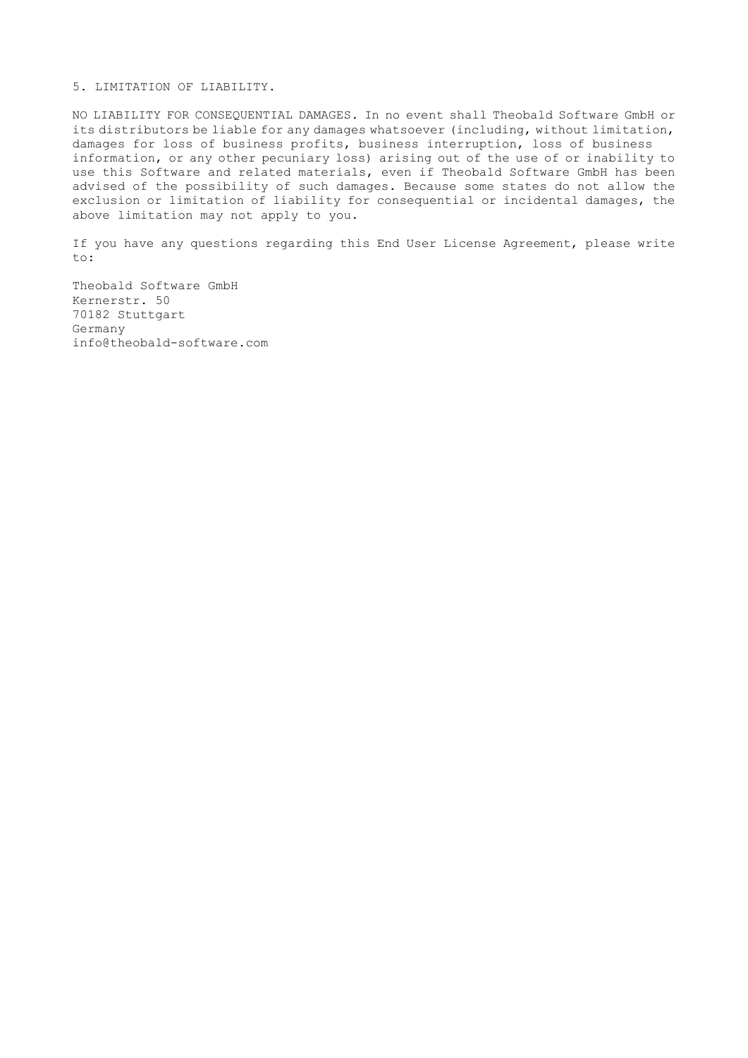5. LIMITATION OF LIABILITY.

NO LIABILITY FOR CONSEQUENTIAL DAMAGES. In no event shall Theobald Software GmbH or its distributors be liable for any damages whatsoever (including, without limitation, damages for loss of business profits, business interruption, loss of business information, or any other pecuniary loss) arising out of the use of or inability to use this Software and related materials, even if Theobald Software GmbH has been advised of the possibility of such damages. Because some states do not allow the exclusion or limitation of liability for consequential or incidental damages, the above limitation may not apply to you.

If you have any questions regarding this End User License Agreement, please write to:

Theobald Software GmbH
Kernerstr. 50
70182 Stuttgart
Germany
info@theobald-software.com